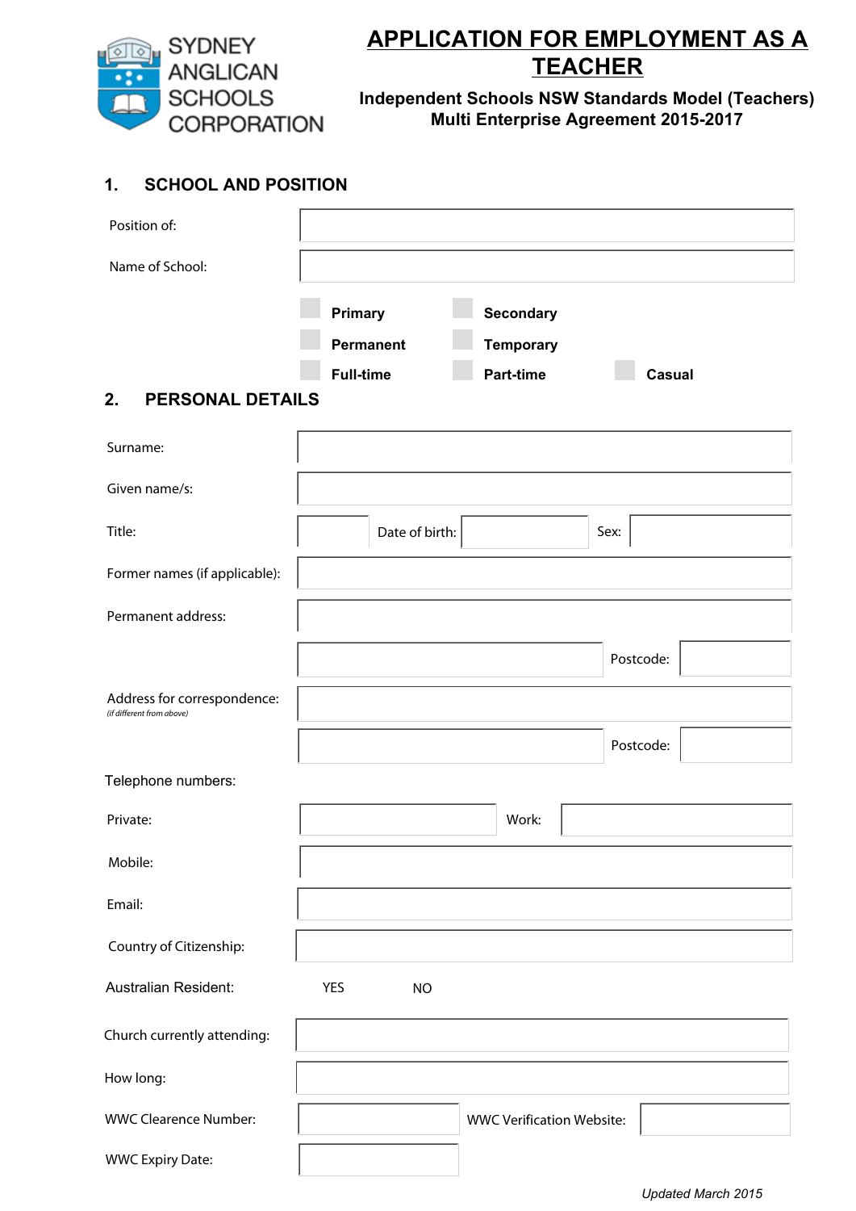SYDNEY ANGLICAN SCHOOLS CORPORATION

# APPLICATION FOR EMPLOYMENT AS A TEACHER

**Independent Schools NSW Standards Model (Teachers) Multi Enterprise Agreement 2015-2017**

## 1. SCHOOL AND POSITION

| | |
|---|---|
| Position of: | |
| Name of School: | |

☐ **Primary** ☐ **Secondary**

☐ **Permanent** ☐ **Temporary**

☐ **Full-time** ☐ **Part-time** ☐ **Casual**

## 2. PERSONAL DETAILS

| | | | | | |
|---|---|---|---|---|---|
| Surname: | | | | | |
| Given name/s: | | | | | |
| Title: | | Date of birth: | | Sex: | |
| Former names (if applicable): | | | | | |
| Permanent address: | | | | | |
| | | | | Postcode: | |
| Address for correspondence: *(if different from above)* | | | | | |
| | | | | Postcode: | |

Telephone numbers:

| | | | |
|---|---|---|---|
| Private: | | Work: | |
| Mobile: | | | |
| Email: | | | |
| Country of Citizenship: | | | |
| Australian Resident: | YES | NO | |
| Church currently attending: | | | |
| How long: | | | |
| WWC Clearence Number: | | WWC Verification Website: | |
| WWC Expiry Date: | | | |

*Updated March 2015*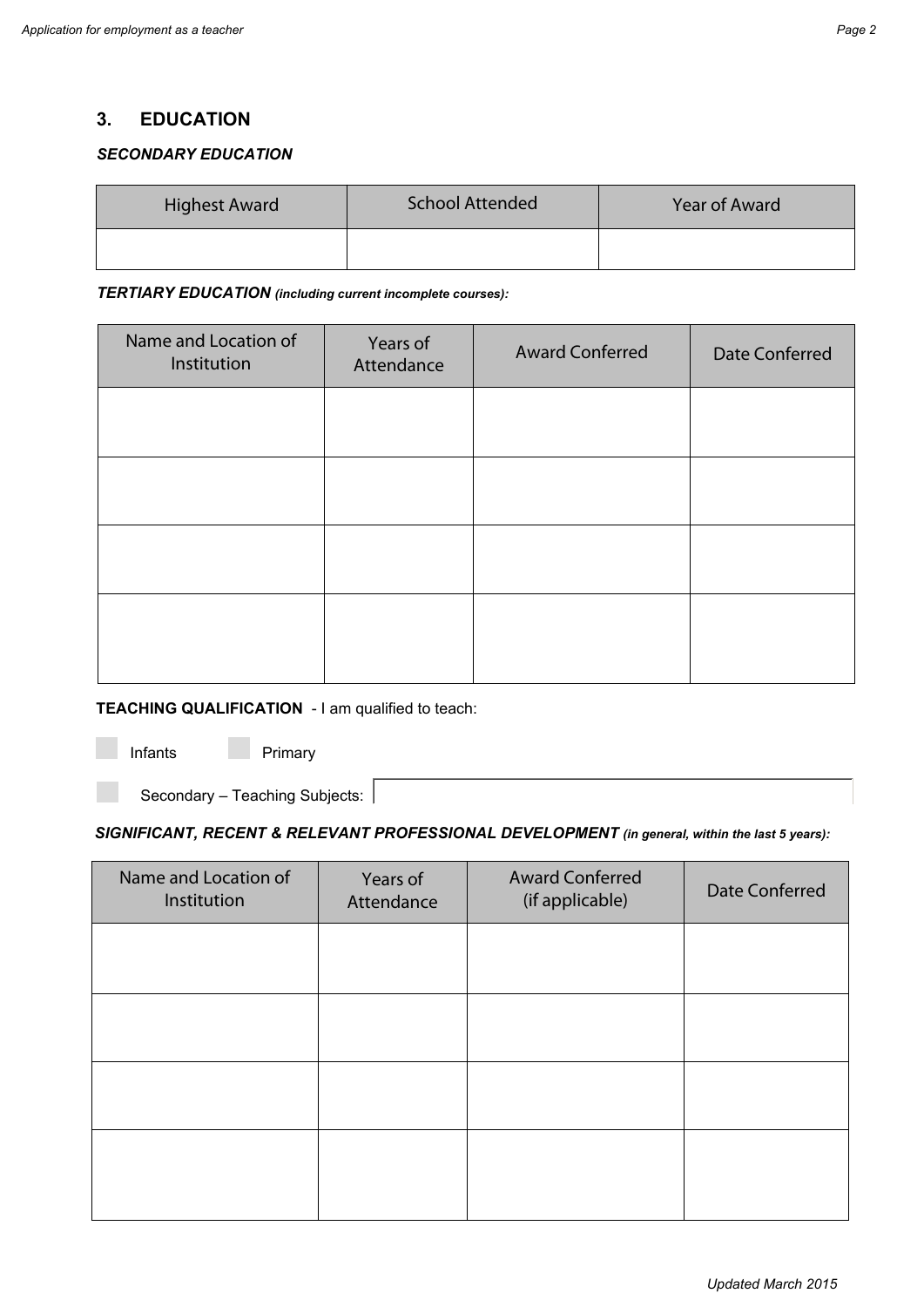## 3. EDUCATION

***SECONDARY EDUCATION***

| Highest Award | School Attended | Year of Award |
|---|---|---|
| | | |

***TERTIARY EDUCATION** (including current incomplete courses):*

| Name and Location of Institution | Years of Attendance | Award Conferred | Date Conferred |
|---|---|---|---|
| | | | |
| | | | |
| | | | |
| | | | |

**TEACHING QUALIFICATION** - I am qualified to teach:

☐ Infants ☐ Primary

☐ Secondary – Teaching Subjects:

***SIGNIFICANT, RECENT & RELEVANT PROFESSIONAL DEVELOPMENT** (in general, within the last 5 years):*

| Name and Location of Institution | Years of Attendance | Award Conferred (if applicable) | Date Conferred |
|---|---|---|---|
| | | | |
| | | | |
| | | | |
| | | | |

*Updated March 2015*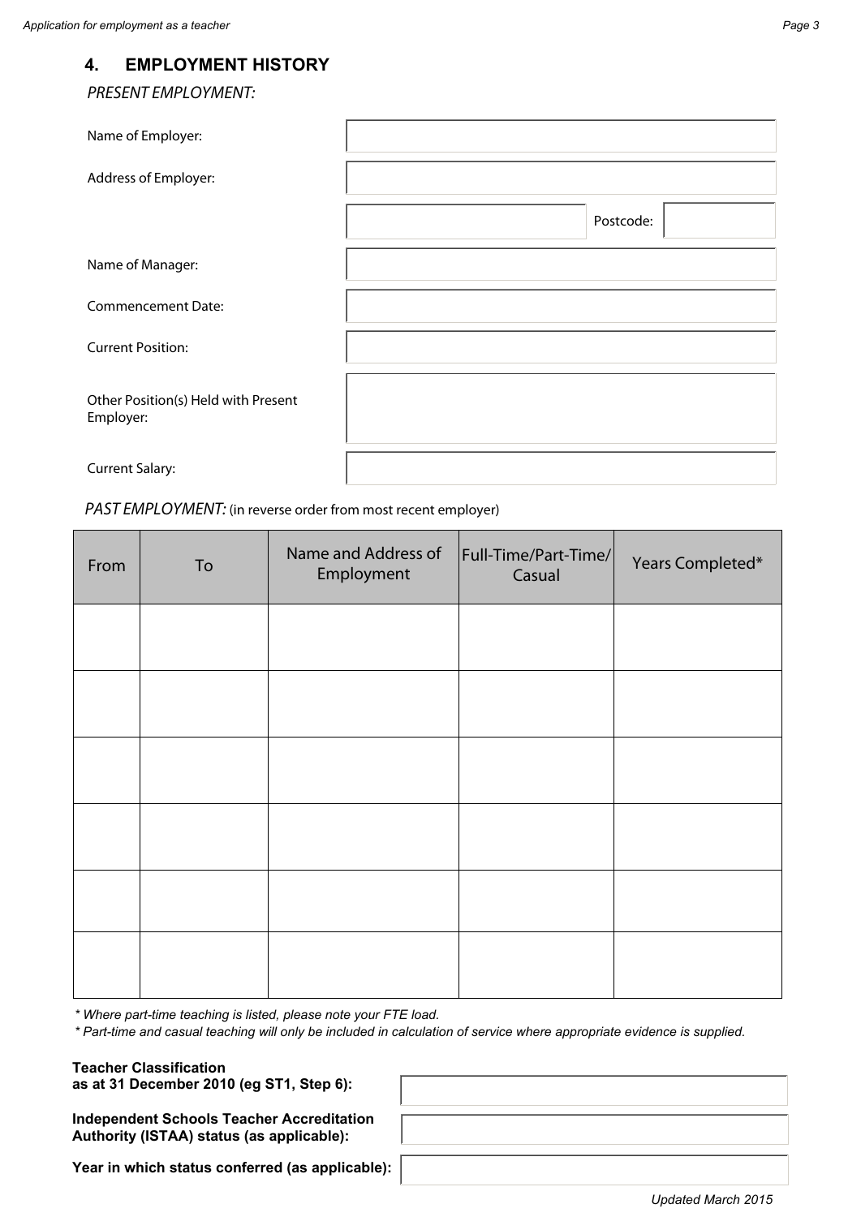## 4. EMPLOYMENT HISTORY

*PRESENT EMPLOYMENT:*

| | |
|---|---|
| Name of Employer: | |
| Address of Employer: | |
| | Postcode: |
| Name of Manager: | |
| Commencement Date: | |
| Current Position: | |
| Other Position(s) Held with Present Employer: | |
| Current Salary: | |

*PAST EMPLOYMENT:* (in reverse order from most recent employer)

| From | To | Name and Address of Employment | Full-Time/Part-Time/ Casual | Years Completed* |
|---|---|---|---|---|
| | | | | |
| | | | | |
| | | | | |
| | | | | |
| | | | | |
| | | | | |

*\* Where part-time teaching is listed, please note your FTE load.*

*\* Part-time and casual teaching will only be included in calculation of service where appropriate evidence is supplied.*

| | |
|---|---|
| **Teacher Classification as at 31 December 2010 (eg ST1, Step 6):** | |
| **Independent Schools Teacher Accreditation Authority (ISTAA) status (as applicable):** | |
| **Year in which status conferred (as applicable):** | |

*Updated March 2015*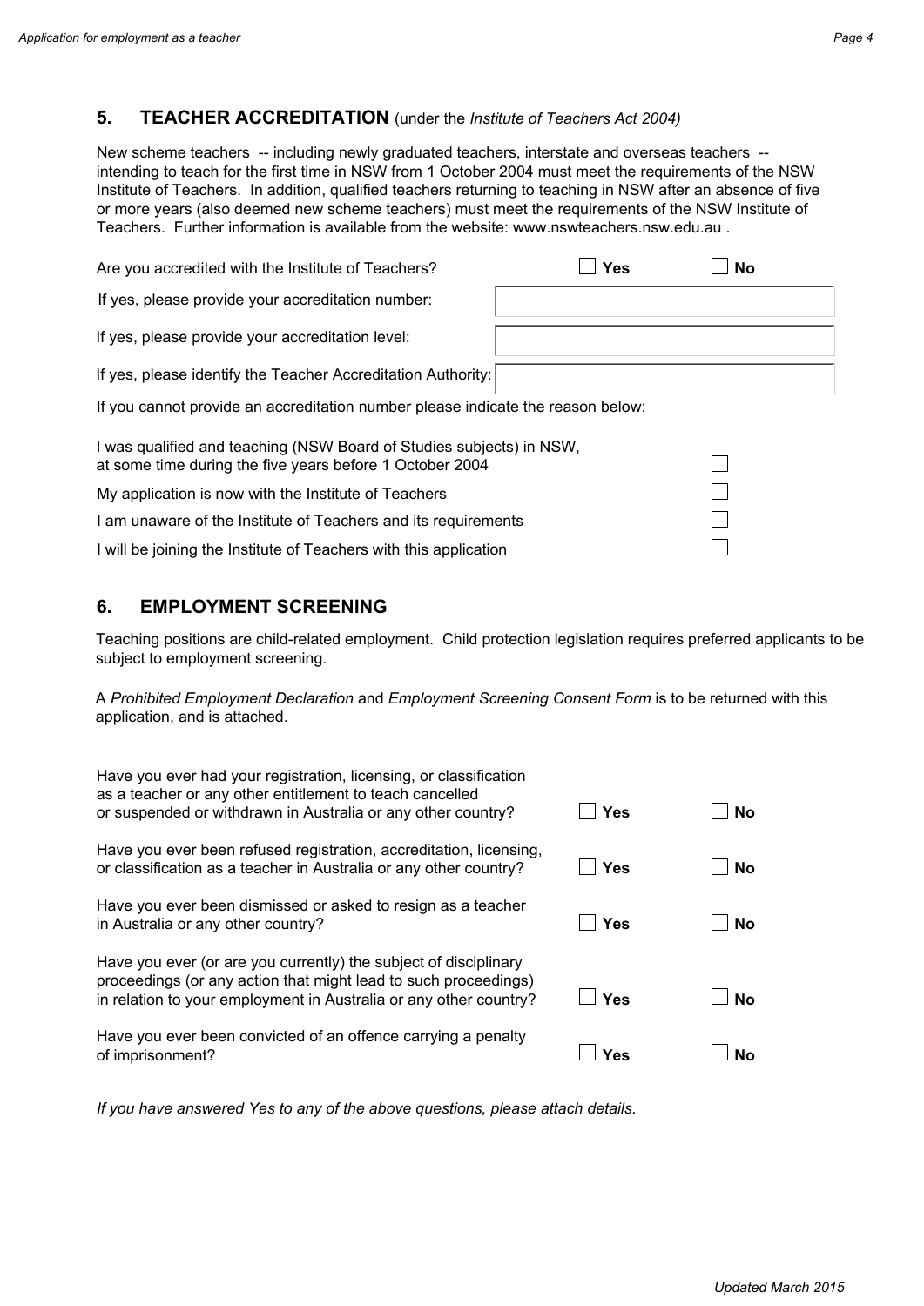## 5. TEACHER ACCREDITATION (under the *Institute of Teachers Act 2004)*

New scheme teachers -- including newly graduated teachers, interstate and overseas teachers -- intending to teach for the first time in NSW from 1 October 2004 must meet the requirements of the NSW Institute of Teachers. In addition, qualified teachers returning to teaching in NSW after an absence of five or more years (also deemed new scheme teachers) must meet the requirements of the NSW Institute of Teachers. Further information is available from the website: www.nswteachers.nsw.edu.au .

Are you accredited with the Institute of Teachers? ☐ **Yes** ☐ **No**

If yes, please provide your accreditation number: ____________________

If yes, please provide your accreditation level: ____________________

If yes, please identify the Teacher Accreditation Authority: ____________________

If you cannot provide an accreditation number please indicate the reason below:

| | |
|---|---|
| I was qualified and teaching (NSW Board of Studies subjects) in NSW, at some time during the five years before 1 October 2004 | ☐ |
| My application is now with the Institute of Teachers | ☐ |
| I am unaware of the Institute of Teachers and its requirements | ☐ |
| I will be joining the Institute of Teachers with this application | ☐ |

## 6. EMPLOYMENT SCREENING

Teaching positions are child-related employment. Child protection legislation requires preferred applicants to be subject to employment screening.

A *Prohibited Employment Declaration* and *Employment Screening Consent Form* is to be returned with this application, and is attached.

| | | |
|---|---|---|
| Have you ever had your registration, licensing, or classification as a teacher or any other entitlement to teach cancelled or suspended or withdrawn in Australia or any other country? | ☐ **Yes** | ☐ **No** |
| Have you ever been refused registration, accreditation, licensing, or classification as a teacher in Australia or any other country? | ☐ **Yes** | ☐ **No** |
| Have you ever been dismissed or asked to resign as a teacher in Australia or any other country? | ☐ **Yes** | ☐ **No** |
| Have you ever (or are you currently) the subject of disciplinary proceedings (or any action that might lead to such proceedings) in relation to your employment in Australia or any other country? | ☐ **Yes** | ☐ **No** |
| Have you ever been convicted of an offence carrying a penalty of imprisonment? | ☐ **Yes** | ☐ **No** |

*If you have answered Yes to any of the above questions, please attach details.*

*Updated March 2015*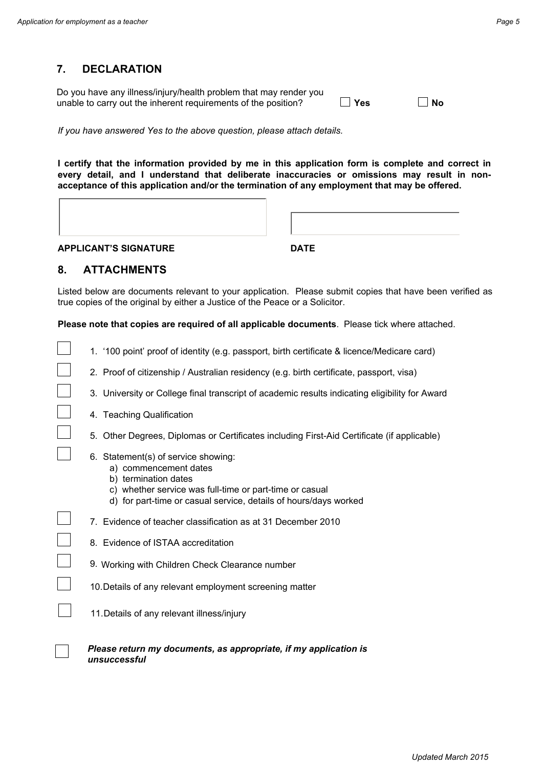## 7. DECLARATION

Do you have any illness/injury/health problem that may render you unable to carry out the inherent requirements of the position? ☐ **Yes** ☐ **No**

*If you have answered Yes to the above question, please attach details.*

**I certify that the information provided by me in this application form is complete and correct in every detail, and I understand that deliberate inaccuracies or omissions may result in non-acceptance of this application and/or the termination of any employment that may be offered.**

**APPLICANT'S SIGNATURE** **DATE**

## 8. ATTACHMENTS

Listed below are documents relevant to your application. Please submit copies that have been verified as true copies of the original by either a Justice of the Peace or a Solicitor.

**Please note that copies are required of all applicable documents**. Please tick where attached.

☐ 1. '100 point' proof of identity (e.g. passport, birth certificate & licence/Medicare card)

☐ 2. Proof of citizenship / Australian residency (e.g. birth certificate, passport, visa)

☐ 3. University or College final transcript of academic results indicating eligibility for Award

☐ 4. Teaching Qualification

☐ 5. Other Degrees, Diplomas or Certificates including First-Aid Certificate (if applicable)

☐ 6. Statement(s) of service showing:
   a) commencement dates
   b) termination dates
   c) whether service was full-time or part-time or casual
   d) for part-time or casual service, details of hours/days worked

☐ 7. Evidence of teacher classification as at 31 December 2010

☐ 8. Evidence of ISTAA accreditation

☐ 9. Working with Children Check Clearance number

☐ 10. Details of any relevant employment screening matter

☐ 11. Details of any relevant illness/injury

☐ ***Please return my documents, as appropriate, if my application is unsuccessful***

*Updated March 2015*